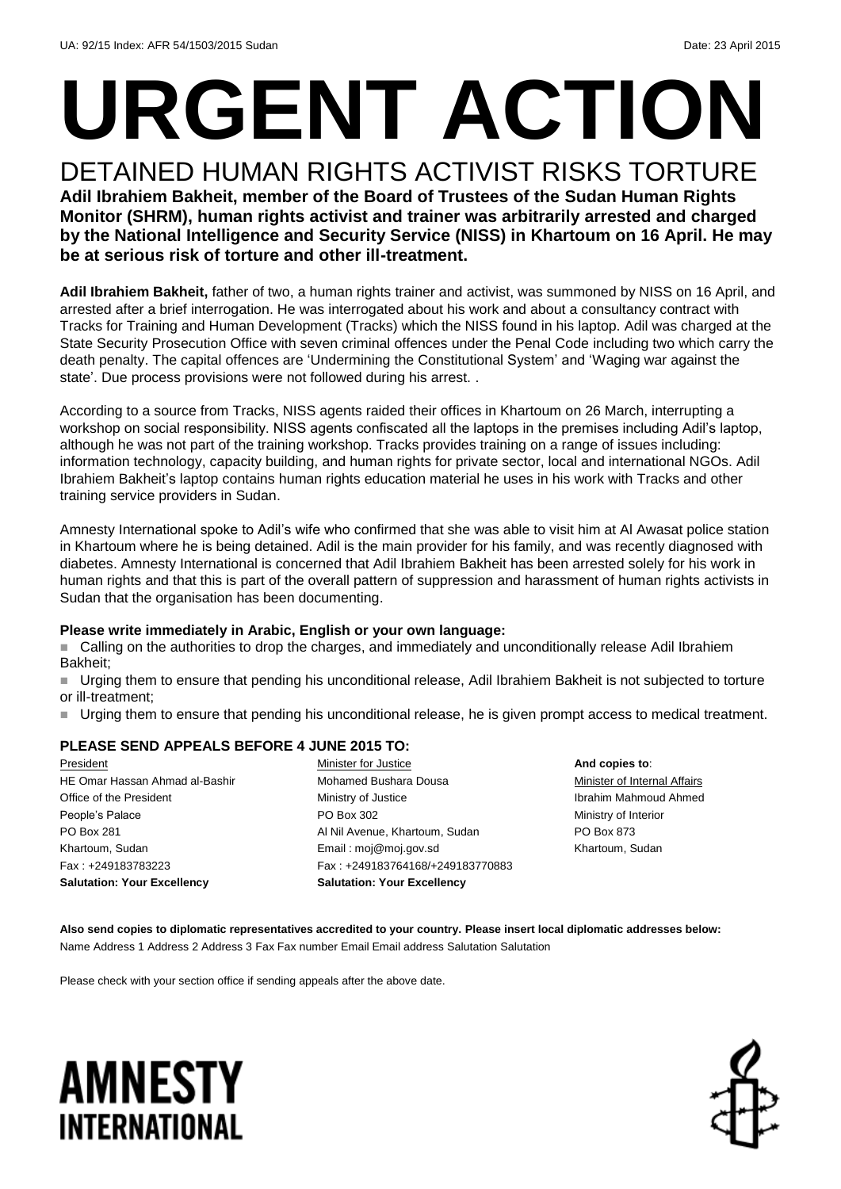UA: 92/15 Index: AFR 54/1503/2015 Sudan Date: 23 April 2015

# URGENT ACTION

## DETAINED HUMAN RIGHTS ACTIVIST RISKS TORTURE

**Adil Ibrahiem Bakheit, member of the Board of Trustees of the Sudan Human Rights Monitor (SHRM), human rights activist and trainer was arbitrarily arrested and charged by the National Intelligence and Security Service (NISS) in Khartoum on 16 April. He may be at serious risk of torture and other ill-treatment.**

**Adil Ibrahiem Bakheit,** father of two, a human rights trainer and activist, was summoned by NISS on 16 April, and arrested after a brief interrogation. He was interrogated about his work and about a consultancy contract with Tracks for Training and Human Development (Tracks) which the NISS found in his laptop. Adil was charged at the State Security Prosecution Office with seven criminal offences under the Penal Code including two which carry the death penalty. The capital offences are 'Undermining the Constitutional System' and 'Waging war against the state'. Due process provisions were not followed during his arrest. .

According to a source from Tracks, NISS agents raided their offices in Khartoum on 26 March, interrupting a workshop on social responsibility. NISS agents confiscated all the laptops in the premises including Adil's laptop, although he was not part of the training workshop. Tracks provides training on a range of issues including: information technology, capacity building, and human rights for private sector, local and international NGOs. Adil Ibrahiem Bakheit's laptop contains human rights education material he uses in his work with Tracks and other training service providers in Sudan.

Amnesty International spoke to Adil's wife who confirmed that she was able to visit him at Al Awasat police station in Khartoum where he is being detained. Adil is the main provider for his family, and was recently diagnosed with diabetes. Amnesty International is concerned that Adil Ibrahiem Bakheit has been arrested solely for his work in human rights and that this is part of the overall pattern of suppression and harassment of human rights activists in Sudan that the organisation has been documenting.

**Please write immediately in Arabic, English or your own language:**

- Calling on the authorities to drop the charges, and immediately and unconditionally release Adil Ibrahiem Bakheit;
- Urging them to ensure that pending his unconditional release, Adil Ibrahiem Bakheit is not subjected to torture or ill-treatment;
- Urging them to ensure that pending his unconditional release, he is given prompt access to medical treatment.

**PLEASE SEND APPEALS BEFORE 4 JUNE 2015 TO:**

President
HE Omar Hassan Ahmad al-Bashir
Office of the President
People's Palace
PO Box 281
Khartoum, Sudan
Fax : +249183783223
**Salutation: Your Excellency**

Minister for Justice
Mohamed Bushara Dousa
Ministry of Justice
PO Box 302
Al Nil Avenue, Khartoum, Sudan
Email : moj@moj.gov.sd
Fax : +249183764168/+249183770883
**Salutation: Your Excellency**

**And copies to**:
Minister of Internal Affairs
Ibrahim Mahmoud Ahmed
Ministry of Interior
PO Box 873
Khartoum, Sudan

**Also send copies to diplomatic representatives accredited to your country. Please insert local diplomatic addresses below:**
Name Address 1 Address 2 Address 3 Fax Fax number Email Email address Salutation Salutation

Please check with your section office if sending appeals after the above date.

AMNESTY INTERNATIONAL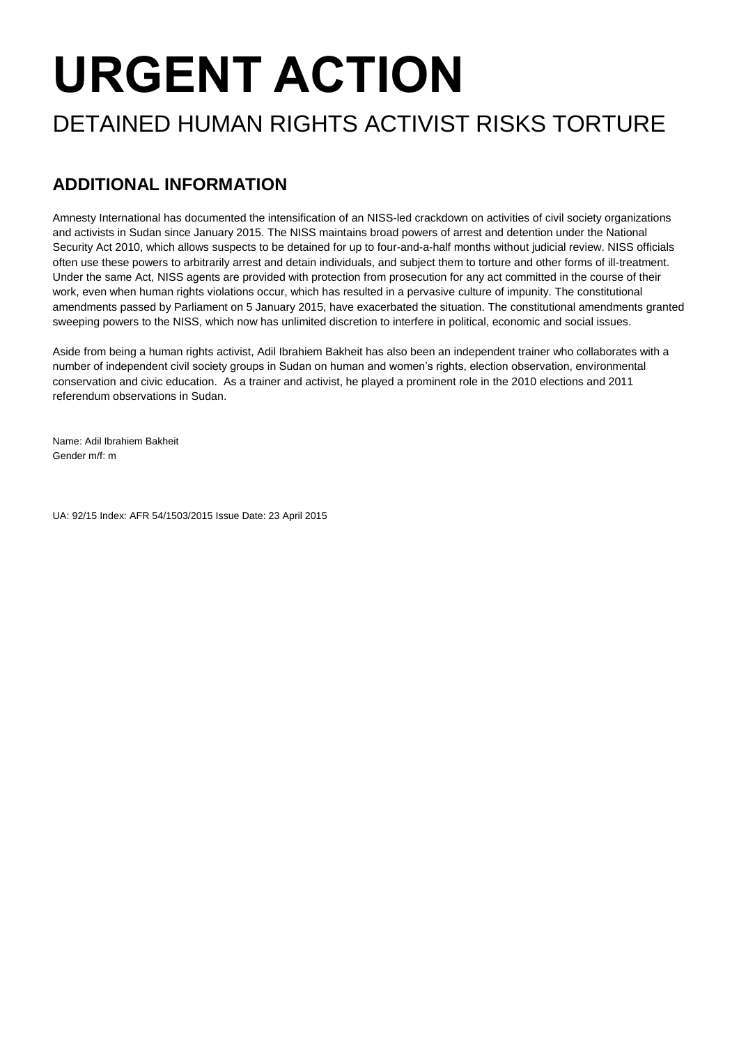# URGENT ACTION

DETAINED HUMAN RIGHTS ACTIVIST RISKS TORTURE

## ADDITIONAL INFORMATION

Amnesty International has documented the intensification of an NISS-led crackdown on activities of civil society organizations and activists in Sudan since January 2015. The NISS maintains broad powers of arrest and detention under the National Security Act 2010, which allows suspects to be detained for up to four-and-a-half months without judicial review. NISS officials often use these powers to arbitrarily arrest and detain individuals, and subject them to torture and other forms of ill-treatment. Under the same Act, NISS agents are provided with protection from prosecution for any act committed in the course of their work, even when human rights violations occur, which has resulted in a pervasive culture of impunity. The constitutional amendments passed by Parliament on 5 January 2015, have exacerbated the situation. The constitutional amendments granted sweeping powers to the NISS, which now has unlimited discretion to interfere in political, economic and social issues.

Aside from being a human rights activist, Adil Ibrahiem Bakheit has also been an independent trainer who collaborates with a number of independent civil society groups in Sudan on human and women's rights, election observation, environmental conservation and civic education. As a trainer and activist, he played a prominent role in the 2010 elections and 2011 referendum observations in Sudan.

Name: Adil Ibrahiem Bakheit
Gender m/f: m

UA: 92/15 Index: AFR 54/1503/2015 Issue Date: 23 April 2015